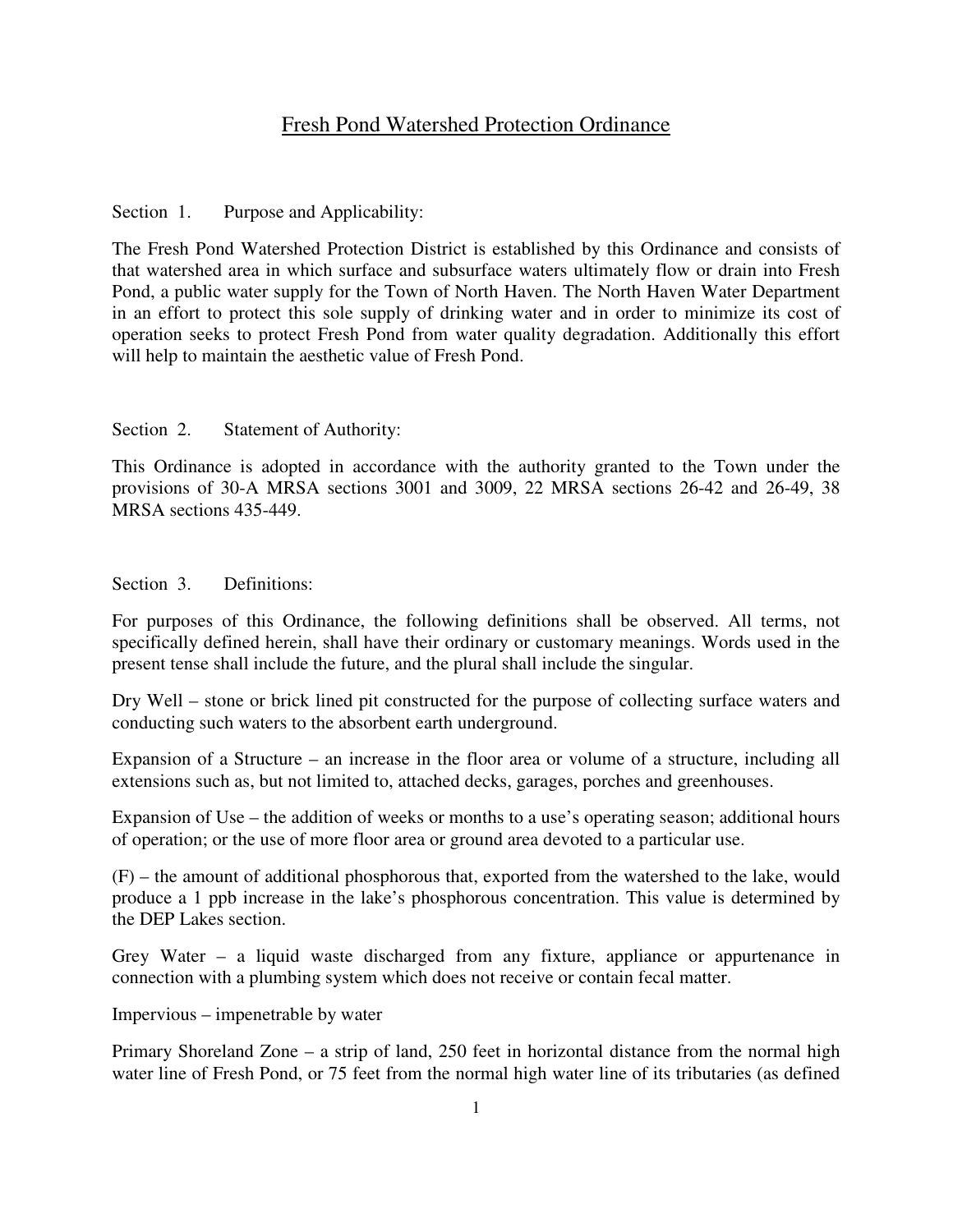# Fresh Pond Watershed Protection Ordinance

## Section 1. Purpose and Applicability:

The Fresh Pond Watershed Protection District is established by this Ordinance and consists of that watershed area in which surface and subsurface waters ultimately flow or drain into Fresh Pond, a public water supply for the Town of North Haven. The North Haven Water Department in an effort to protect this sole supply of drinking water and in order to minimize its cost of operation seeks to protect Fresh Pond from water quality degradation. Additionally this effort will help to maintain the aesthetic value of Fresh Pond.

## Section 2. Statement of Authority:

This Ordinance is adopted in accordance with the authority granted to the Town under the provisions of 30-A MRSA sections 3001 and 3009, 22 MRSA sections 26-42 and 26-49, 38 MRSA sections 435-449.

## Section 3. Definitions:

For purposes of this Ordinance, the following definitions shall be observed. All terms, not specifically defined herein, shall have their ordinary or customary meanings. Words used in the present tense shall include the future, and the plural shall include the singular.

Dry Well – stone or brick lined pit constructed for the purpose of collecting surface waters and conducting such waters to the absorbent earth underground.

Expansion of a Structure – an increase in the floor area or volume of a structure, including all extensions such as, but not limited to, attached decks, garages, porches and greenhouses.

Expansion of Use – the addition of weeks or months to a use's operating season; additional hours of operation; or the use of more floor area or ground area devoted to a particular use.

(F) – the amount of additional phosphorous that, exported from the watershed to the lake, would produce a 1 ppb increase in the lake's phosphorous concentration. This value is determined by the DEP Lakes section.

Grey Water – a liquid waste discharged from any fixture, appliance or appurtenance in connection with a plumbing system which does not receive or contain fecal matter.

Impervious – impenetrable by water

Primary Shoreland Zone – a strip of land, 250 feet in horizontal distance from the normal high water line of Fresh Pond, or 75 feet from the normal high water line of its tributaries (as defined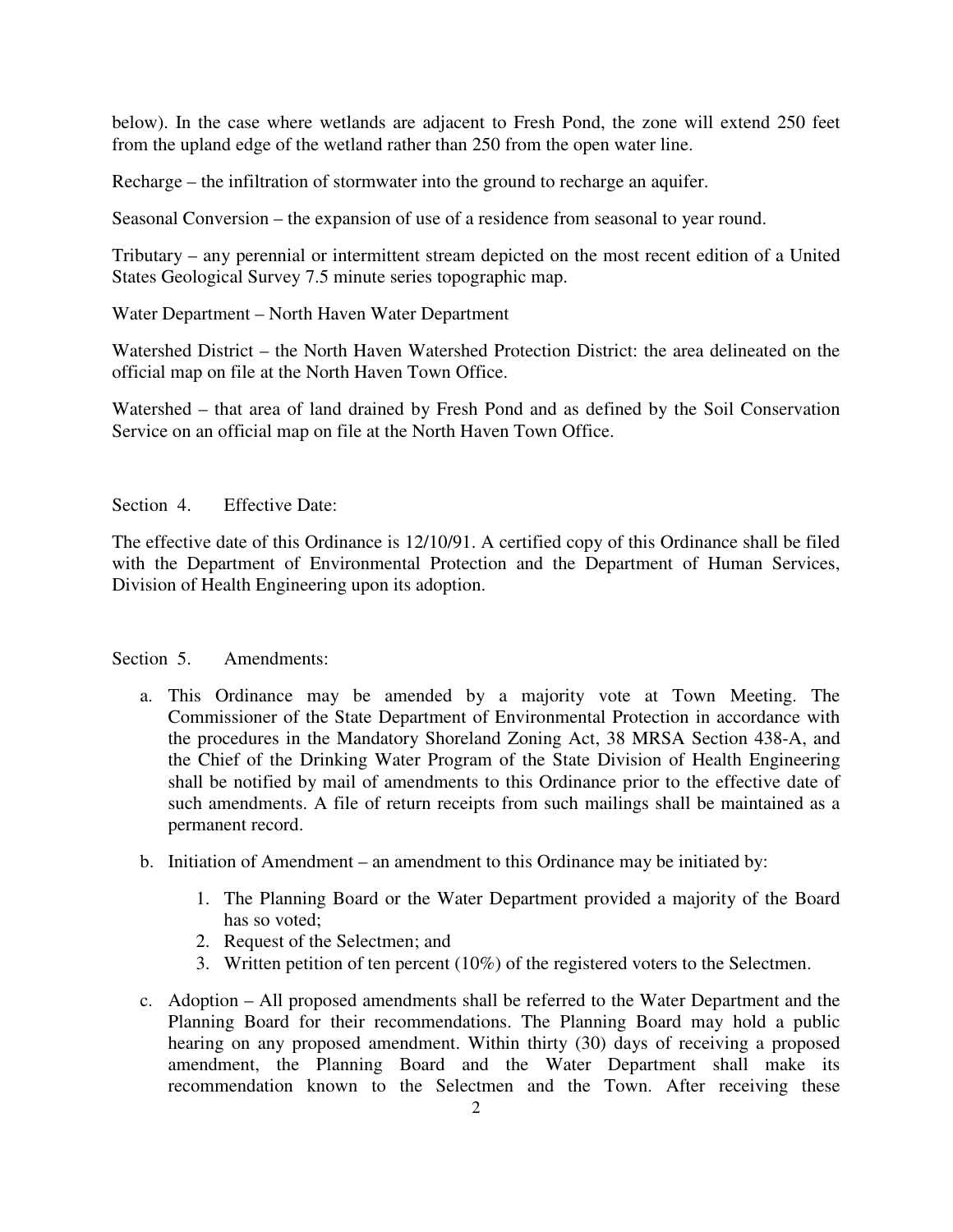below). In the case where wetlands are adjacent to Fresh Pond, the zone will extend 250 feet from the upland edge of the wetland rather than 250 from the open water line.

Recharge – the infiltration of stormwater into the ground to recharge an aquifer.

Seasonal Conversion – the expansion of use of a residence from seasonal to year round.

Tributary – any perennial or intermittent stream depicted on the most recent edition of a United States Geological Survey 7.5 minute series topographic map.

Water Department – North Haven Water Department

Watershed District – the North Haven Watershed Protection District: the area delineated on the official map on file at the North Haven Town Office.

Watershed – that area of land drained by Fresh Pond and as defined by the Soil Conservation Service on an official map on file at the North Haven Town Office.

## Section 4. Effective Date:

The effective date of this Ordinance is 12/10/91. A certified copy of this Ordinance shall be filed with the Department of Environmental Protection and the Department of Human Services, Division of Health Engineering upon its adoption.

## Section 5. Amendments:

a. This Ordinance may be amended by a majority vote at Town Meeting. The Commissioner of the State Department of Environmental Protection in accordance with the procedures in the Mandatory Shoreland Zoning Act, 38 MRSA Section 438-A, and the Chief of the Drinking Water Program of the State Division of Health Engineering shall be notified by mail of amendments to this Ordinance prior to the effective date of such amendments. A file of return receipts from such mailings shall be maintained as a permanent record.

b. Initiation of Amendment – an amendment to this Ordinance may be initiated by:

   1. The Planning Board or the Water Department provided a majority of the Board has so voted;
   2. Request of the Selectmen; and
   3. Written petition of ten percent (10%) of the registered voters to the Selectmen.

c. Adoption – All proposed amendments shall be referred to the Water Department and the Planning Board for their recommendations. The Planning Board may hold a public hearing on any proposed amendment. Within thirty (30) days of receiving a proposed amendment, the Planning Board and the Water Department shall make its recommendation known to the Selectmen and the Town. After receiving these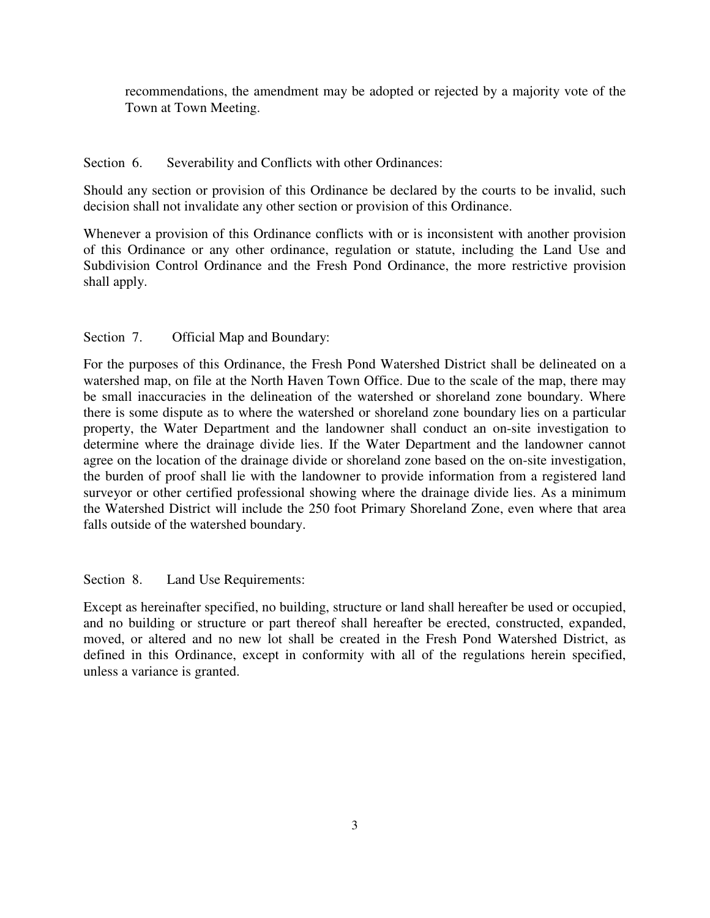recommendations, the amendment may be adopted or rejected by a majority vote of the Town at Town Meeting.

## Section 6. Severability and Conflicts with other Ordinances:

Should any section or provision of this Ordinance be declared by the courts to be invalid, such decision shall not invalidate any other section or provision of this Ordinance.

Whenever a provision of this Ordinance conflicts with or is inconsistent with another provision of this Ordinance or any other ordinance, regulation or statute, including the Land Use and Subdivision Control Ordinance and the Fresh Pond Ordinance, the more restrictive provision shall apply.

## Section 7. Official Map and Boundary:

For the purposes of this Ordinance, the Fresh Pond Watershed District shall be delineated on a watershed map, on file at the North Haven Town Office. Due to the scale of the map, there may be small inaccuracies in the delineation of the watershed or shoreland zone boundary. Where there is some dispute as to where the watershed or shoreland zone boundary lies on a particular property, the Water Department and the landowner shall conduct an on-site investigation to determine where the drainage divide lies. If the Water Department and the landowner cannot agree on the location of the drainage divide or shoreland zone based on the on-site investigation, the burden of proof shall lie with the landowner to provide information from a registered land surveyor or other certified professional showing where the drainage divide lies. As a minimum the Watershed District will include the 250 foot Primary Shoreland Zone, even where that area falls outside of the watershed boundary.

## Section 8. Land Use Requirements:

Except as hereinafter specified, no building, structure or land shall hereafter be used or occupied, and no building or structure or part thereof shall hereafter be erected, constructed, expanded, moved, or altered and no new lot shall be created in the Fresh Pond Watershed District, as defined in this Ordinance, except in conformity with all of the regulations herein specified, unless a variance is granted.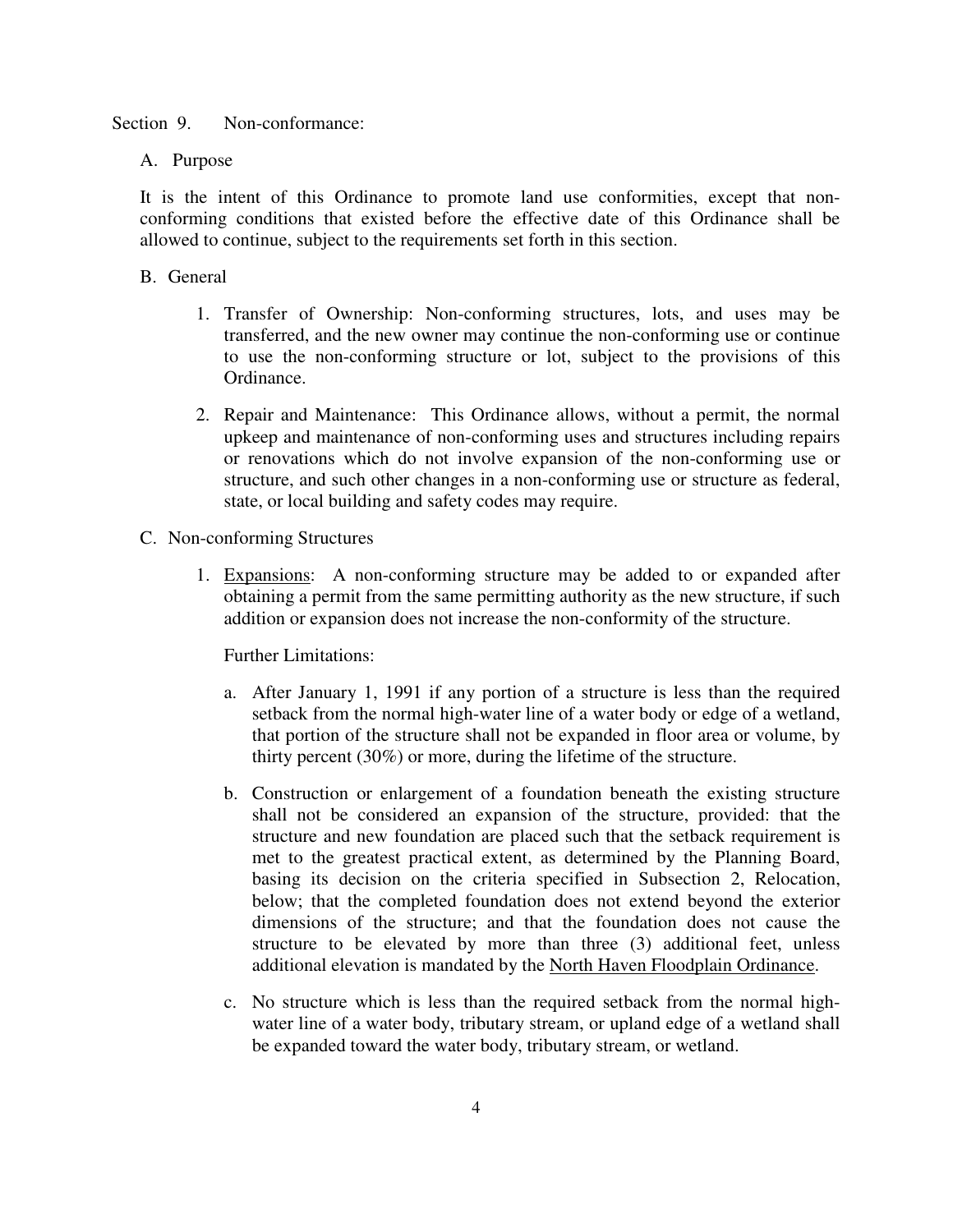## Section 9. Non-conformance:

### A. Purpose

It is the intent of this Ordinance to promote land use conformities, except that non-conforming conditions that existed before the effective date of this Ordinance shall be allowed to continue, subject to the requirements set forth in this section.

### B. General

1. Transfer of Ownership: Non-conforming structures, lots, and uses may be transferred, and the new owner may continue the non-conforming use or continue to use the non-conforming structure or lot, subject to the provisions of this Ordinance.

2. Repair and Maintenance: This Ordinance allows, without a permit, the normal upkeep and maintenance of non-conforming uses and structures including repairs or renovations which do not involve expansion of the non-conforming use or structure, and such other changes in a non-conforming use or structure as federal, state, or local building and safety codes may require.

### C. Non-conforming Structures

1. <u>Expansions</u>: A non-conforming structure may be added to or expanded after obtaining a permit from the same permitting authority as the new structure, if such addition or expansion does not increase the non-conformity of the structure.

   Further Limitations:

   a. After January 1, 1991 if any portion of a structure is less than the required setback from the normal high-water line of a water body or edge of a wetland, that portion of the structure shall not be expanded in floor area or volume, by thirty percent (30%) or more, during the lifetime of the structure.

   b. Construction or enlargement of a foundation beneath the existing structure shall not be considered an expansion of the structure, provided: that the structure and new foundation are placed such that the setback requirement is met to the greatest practical extent, as determined by the Planning Board, basing its decision on the criteria specified in Subsection 2, Relocation, below; that the completed foundation does not extend beyond the exterior dimensions of the structure; and that the foundation does not cause the structure to be elevated by more than three (3) additional feet, unless additional elevation is mandated by the <u>North Haven Floodplain Ordinance</u>.

   c. No structure which is less than the required setback from the normal high-water line of a water body, tributary stream, or upland edge of a wetland shall be expanded toward the water body, tributary stream, or wetland.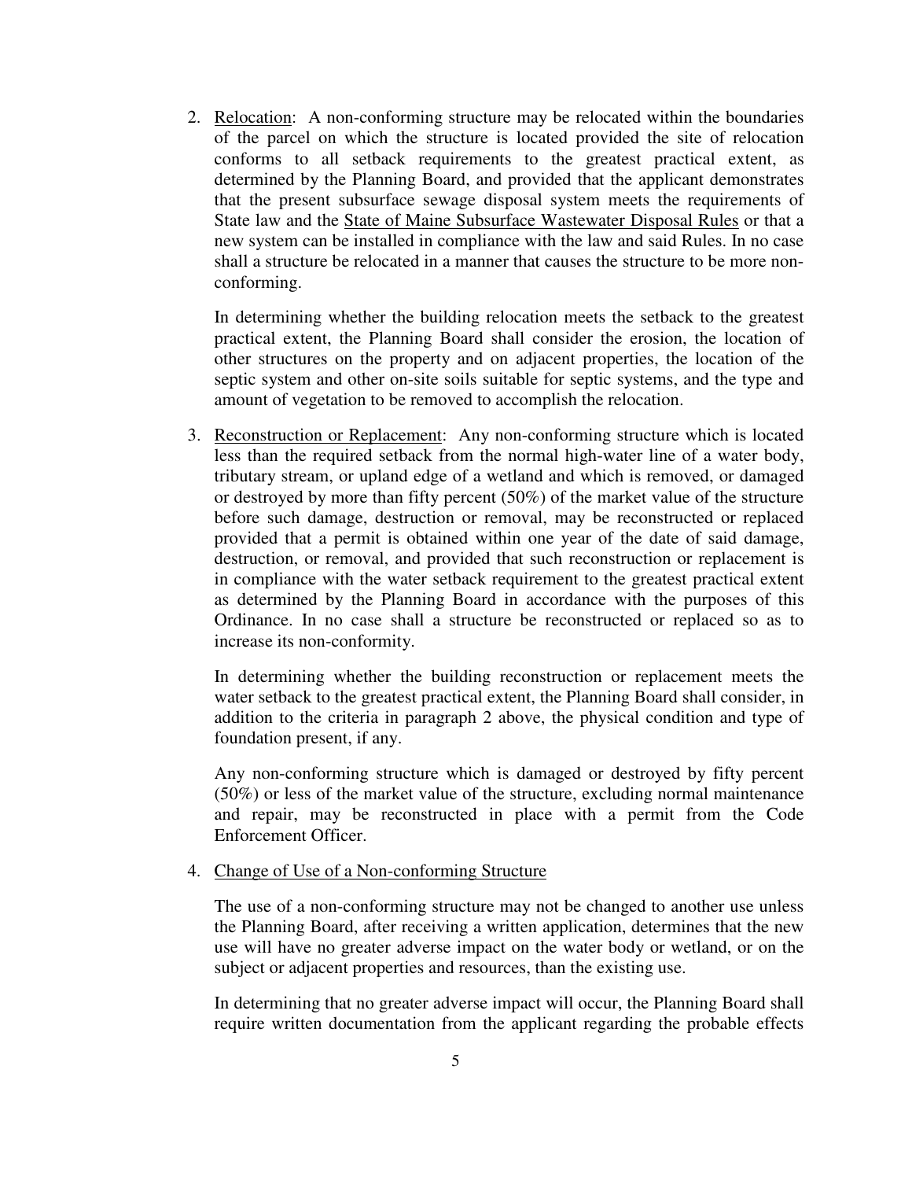2. Relocation: A non-conforming structure may be relocated within the boundaries of the parcel on which the structure is located provided the site of relocation conforms to all setback requirements to the greatest practical extent, as determined by the Planning Board, and provided that the applicant demonstrates that the present subsurface sewage disposal system meets the requirements of State law and the State of Maine Subsurface Wastewater Disposal Rules or that a new system can be installed in compliance with the law and said Rules. In no case shall a structure be relocated in a manner that causes the structure to be more non-conforming.

   In determining whether the building relocation meets the setback to the greatest practical extent, the Planning Board shall consider the erosion, the location of other structures on the property and on adjacent properties, the location of the septic system and other on-site soils suitable for septic systems, and the type and amount of vegetation to be removed to accomplish the relocation.

3. Reconstruction or Replacement: Any non-conforming structure which is located less than the required setback from the normal high-water line of a water body, tributary stream, or upland edge of a wetland and which is removed, or damaged or destroyed by more than fifty percent (50%) of the market value of the structure before such damage, destruction or removal, may be reconstructed or replaced provided that a permit is obtained within one year of the date of said damage, destruction, or removal, and provided that such reconstruction or replacement is in compliance with the water setback requirement to the greatest practical extent as determined by the Planning Board in accordance with the purposes of this Ordinance. In no case shall a structure be reconstructed or replaced so as to increase its non-conformity.

   In determining whether the building reconstruction or replacement meets the water setback to the greatest practical extent, the Planning Board shall consider, in addition to the criteria in paragraph 2 above, the physical condition and type of foundation present, if any.

   Any non-conforming structure which is damaged or destroyed by fifty percent (50%) or less of the market value of the structure, excluding normal maintenance and repair, may be reconstructed in place with a permit from the Code Enforcement Officer.

4. Change of Use of a Non-conforming Structure

   The use of a non-conforming structure may not be changed to another use unless the Planning Board, after receiving a written application, determines that the new use will have no greater adverse impact on the water body or wetland, or on the subject or adjacent properties and resources, than the existing use.

   In determining that no greater adverse impact will occur, the Planning Board shall require written documentation from the applicant regarding the probable effects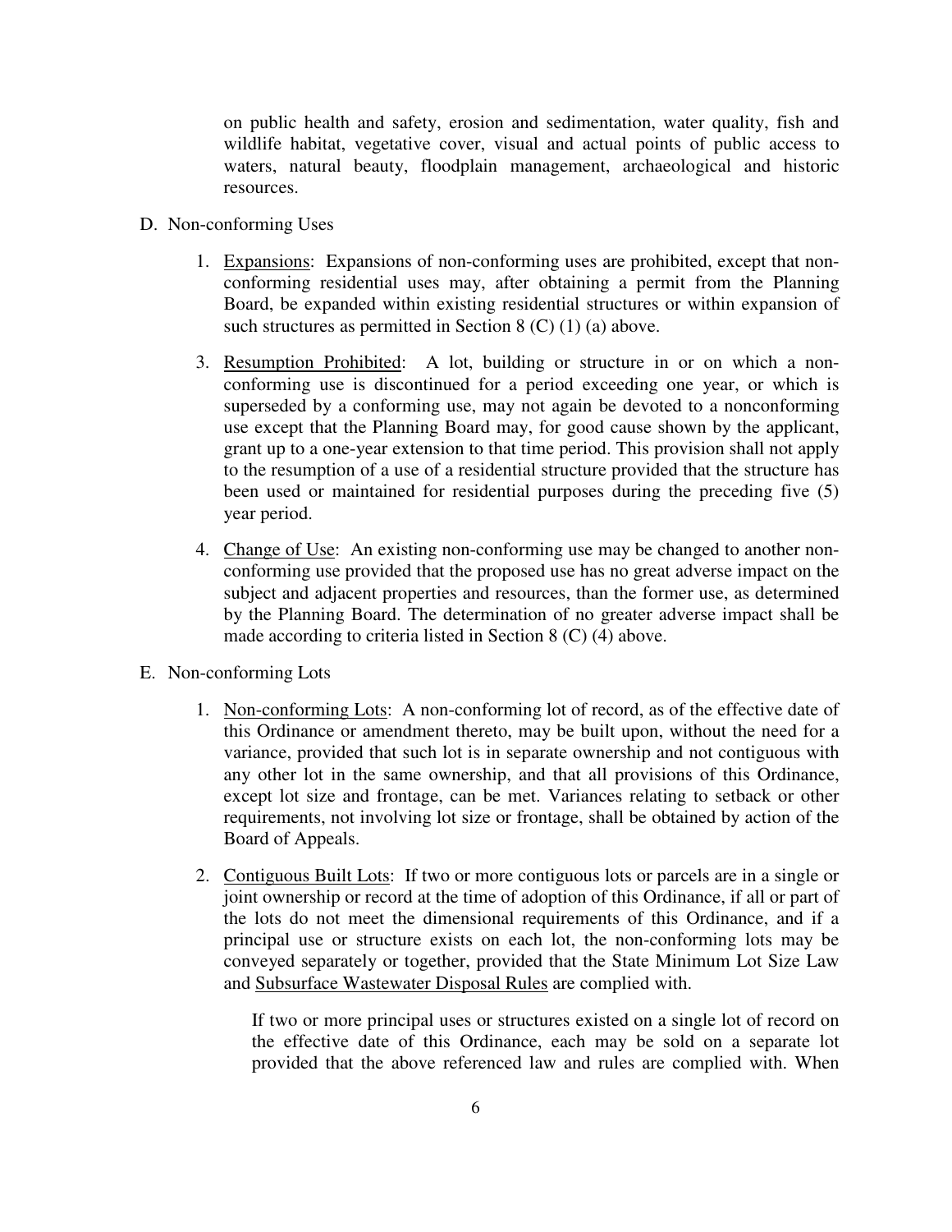on public health and safety, erosion and sedimentation, water quality, fish and wildlife habitat, vegetative cover, visual and actual points of public access to waters, natural beauty, floodplain management, archaeological and historic resources.

D. Non-conforming Uses

1. Expansions: Expansions of non-conforming uses are prohibited, except that non-conforming residential uses may, after obtaining a permit from the Planning Board, be expanded within existing residential structures or within expansion of such structures as permitted in Section 8 (C) (1) (a) above.

3. Resumption Prohibited: A lot, building or structure in or on which a non-conforming use is discontinued for a period exceeding one year, or which is superseded by a conforming use, may not again be devoted to a nonconforming use except that the Planning Board may, for good cause shown by the applicant, grant up to a one-year extension to that time period. This provision shall not apply to the resumption of a use of a residential structure provided that the structure has been used or maintained for residential purposes during the preceding five (5) year period.

4. Change of Use: An existing non-conforming use may be changed to another non-conforming use provided that the proposed use has no great adverse impact on the subject and adjacent properties and resources, than the former use, as determined by the Planning Board. The determination of no greater adverse impact shall be made according to criteria listed in Section 8 (C) (4) above.

E. Non-conforming Lots

1. Non-conforming Lots: A non-conforming lot of record, as of the effective date of this Ordinance or amendment thereto, may be built upon, without the need for a variance, provided that such lot is in separate ownership and not contiguous with any other lot in the same ownership, and that all provisions of this Ordinance, except lot size and frontage, can be met. Variances relating to setback or other requirements, not involving lot size or frontage, shall be obtained by action of the Board of Appeals.

2. Contiguous Built Lots: If two or more contiguous lots or parcels are in a single or joint ownership or record at the time of adoption of this Ordinance, if all or part of the lots do not meet the dimensional requirements of this Ordinance, and if a principal use or structure exists on each lot, the non-conforming lots may be conveyed separately or together, provided that the State Minimum Lot Size Law and Subsurface Wastewater Disposal Rules are complied with.

   If two or more principal uses or structures existed on a single lot of record on the effective date of this Ordinance, each may be sold on a separate lot provided that the above referenced law and rules are complied with. When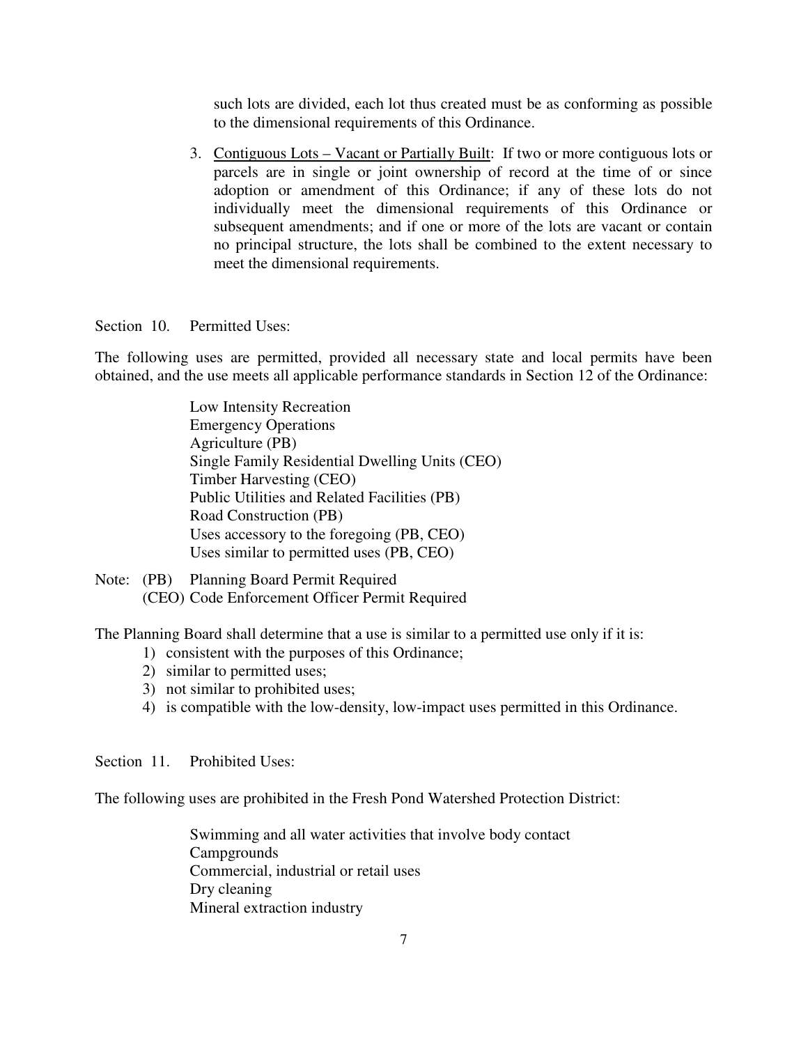such lots are divided, each lot thus created must be as conforming as possible to the dimensional requirements of this Ordinance.

3. Contiguous Lots – Vacant or Partially Built: If two or more contiguous lots or parcels are in single or joint ownership of record at the time of or since adoption or amendment of this Ordinance; if any of these lots do not individually meet the dimensional requirements of this Ordinance or subsequent amendments; and if one or more of the lots are vacant or contain no principal structure, the lots shall be combined to the extent necessary to meet the dimensional requirements.

## Section 10. Permitted Uses:

The following uses are permitted, provided all necessary state and local permits have been obtained, and the use meets all applicable performance standards in Section 12 of the Ordinance:

- Low Intensity Recreation
- Emergency Operations
- Agriculture (PB)
- Single Family Residential Dwelling Units (CEO)
- Timber Harvesting (CEO)
- Public Utilities and Related Facilities (PB)
- Road Construction (PB)
- Uses accessory to the foregoing (PB, CEO)
- Uses similar to permitted uses (PB, CEO)

Note: (PB) Planning Board Permit Required
(CEO) Code Enforcement Officer Permit Required

The Planning Board shall determine that a use is similar to a permitted use only if it is:

1) consistent with the purposes of this Ordinance;
2) similar to permitted uses;
3) not similar to prohibited uses;
4) is compatible with the low-density, low-impact uses permitted in this Ordinance.

## Section 11. Prohibited Uses:

The following uses are prohibited in the Fresh Pond Watershed Protection District:

- Swimming and all water activities that involve body contact
- Campgrounds
- Commercial, industrial or retail uses
- Dry cleaning
- Mineral extraction industry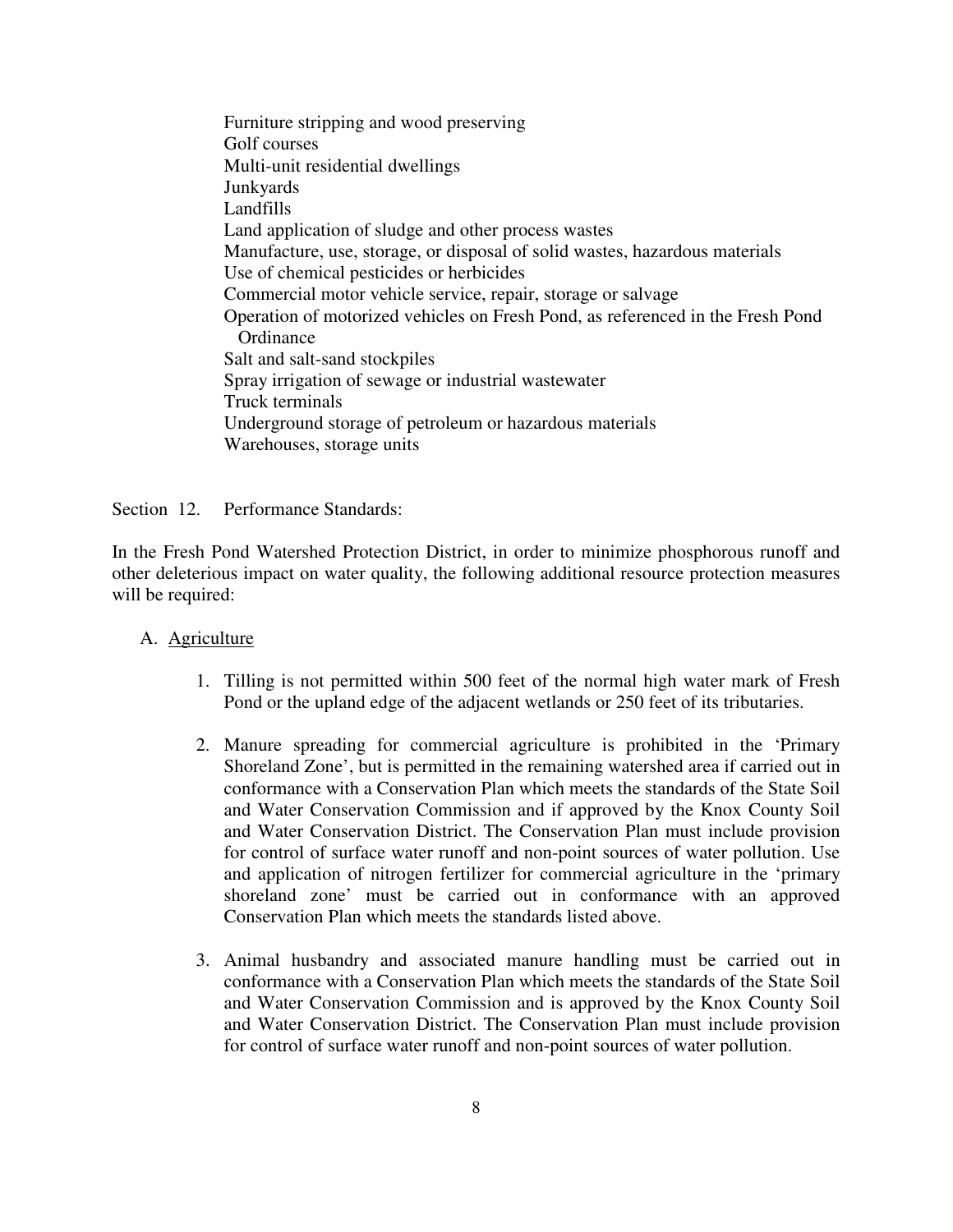- Furniture stripping and wood preserving
- Golf courses
- Multi-unit residential dwellings
- Junkyards
- Landfills
- Land application of sludge and other process wastes
- Manufacture, use, storage, or disposal of solid wastes, hazardous materials
- Use of chemical pesticides or herbicides
- Commercial motor vehicle service, repair, storage or salvage
- Operation of motorized vehicles on Fresh Pond, as referenced in the Fresh Pond Ordinance
- Salt and salt-sand stockpiles
- Spray irrigation of sewage or industrial wastewater
- Truck terminals
- Underground storage of petroleum or hazardous materials
- Warehouses, storage units

Section 12. Performance Standards:

In the Fresh Pond Watershed Protection District, in order to minimize phosphorous runoff and other deleterious impact on water quality, the following additional resource protection measures will be required:

A. Agriculture

1. Tilling is not permitted within 500 feet of the normal high water mark of Fresh Pond or the upland edge of the adjacent wetlands or 250 feet of its tributaries.

2. Manure spreading for commercial agriculture is prohibited in the 'Primary Shoreland Zone', but is permitted in the remaining watershed area if carried out in conformance with a Conservation Plan which meets the standards of the State Soil and Water Conservation Commission and if approved by the Knox County Soil and Water Conservation District. The Conservation Plan must include provision for control of surface water runoff and non-point sources of water pollution. Use and application of nitrogen fertilizer for commercial agriculture in the 'primary shoreland zone' must be carried out in conformance with an approved Conservation Plan which meets the standards listed above.

3. Animal husbandry and associated manure handling must be carried out in conformance with a Conservation Plan which meets the standards of the State Soil and Water Conservation Commission and is approved by the Knox County Soil and Water Conservation District. The Conservation Plan must include provision for control of surface water runoff and non-point sources of water pollution.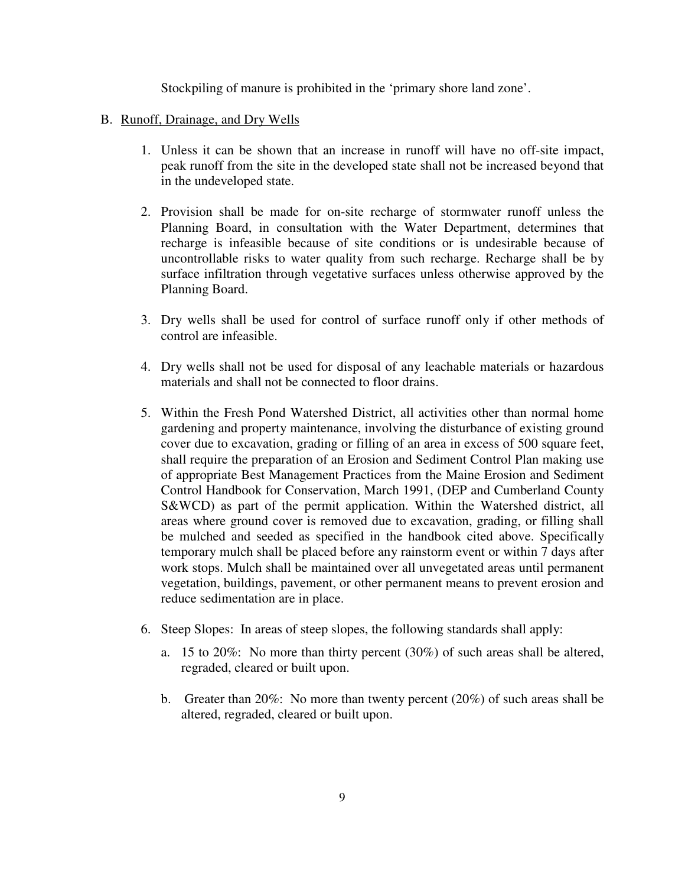Stockpiling of manure is prohibited in the 'primary shore land zone'.

B. <u>Runoff, Drainage, and Dry Wells</u>

1. Unless it can be shown that an increase in runoff will have no off-site impact, peak runoff from the site in the developed state shall not be increased beyond that in the undeveloped state.

2. Provision shall be made for on-site recharge of stormwater runoff unless the Planning Board, in consultation with the Water Department, determines that recharge is infeasible because of site conditions or is undesirable because of uncontrollable risks to water quality from such recharge. Recharge shall be by surface infiltration through vegetative surfaces unless otherwise approved by the Planning Board.

3. Dry wells shall be used for control of surface runoff only if other methods of control are infeasible.

4. Dry wells shall not be used for disposal of any leachable materials or hazardous materials and shall not be connected to floor drains.

5. Within the Fresh Pond Watershed District, all activities other than normal home gardening and property maintenance, involving the disturbance of existing ground cover due to excavation, grading or filling of an area in excess of 500 square feet, shall require the preparation of an Erosion and Sediment Control Plan making use of appropriate Best Management Practices from the Maine Erosion and Sediment Control Handbook for Conservation, March 1991, (DEP and Cumberland County S&WCD) as part of the permit application. Within the Watershed district, all areas where ground cover is removed due to excavation, grading, or filling shall be mulched and seeded as specified in the handbook cited above. Specifically temporary mulch shall be placed before any rainstorm event or within 7 days after work stops. Mulch shall be maintained over all unvegetated areas until permanent vegetation, buildings, pavement, or other permanent means to prevent erosion and reduce sedimentation are in place.

6. Steep Slopes: In areas of steep slopes, the following standards shall apply:

   a. 15 to 20%: No more than thirty percent (30%) of such areas shall be altered, regraded, cleared or built upon.

   b. Greater than 20%: No more than twenty percent (20%) of such areas shall be altered, regraded, cleared or built upon.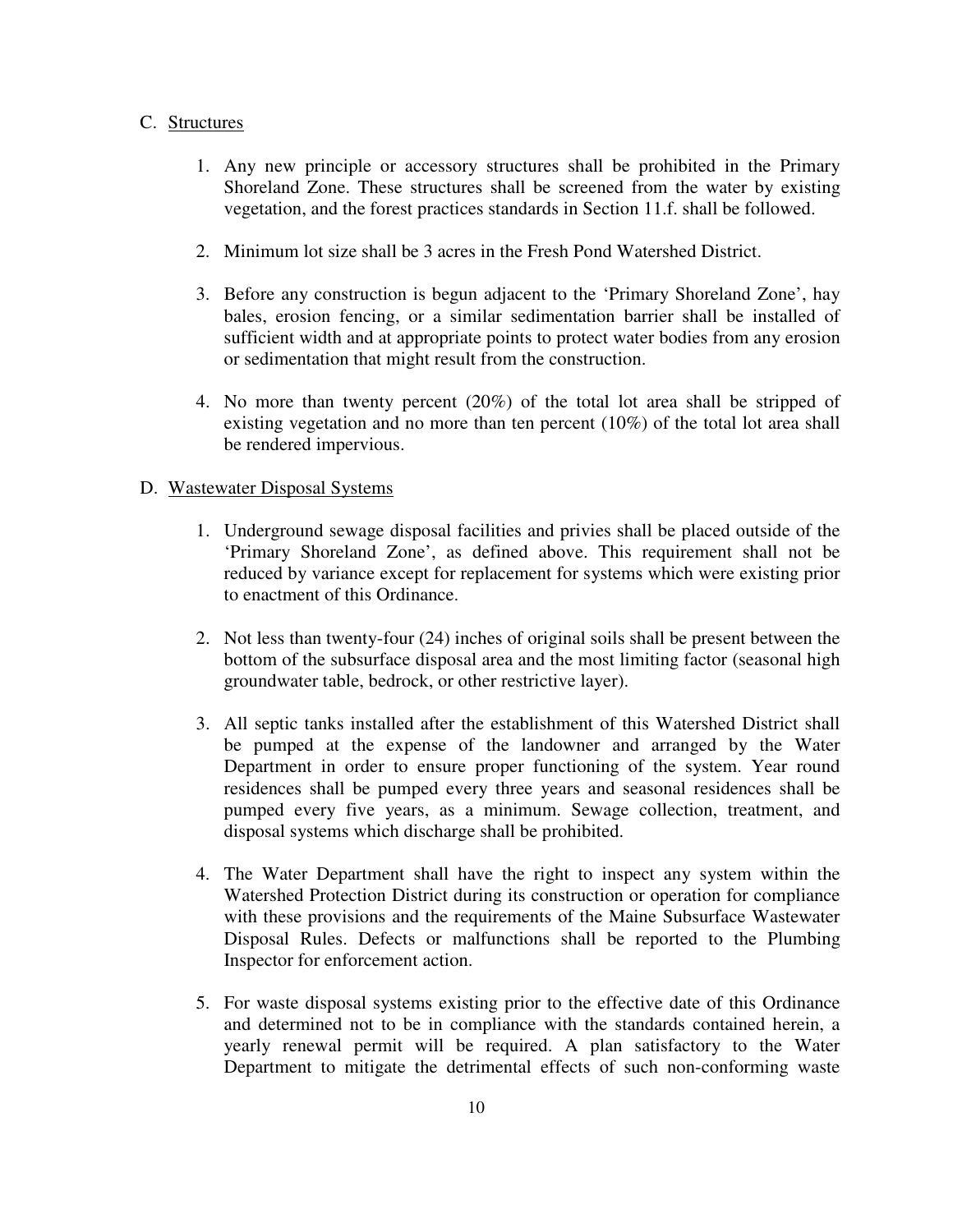C. <u>Structures</u>

1. Any new principle or accessory structures shall be prohibited in the Primary Shoreland Zone. These structures shall be screened from the water by existing vegetation, and the forest practices standards in Section 11.f. shall be followed.

2. Minimum lot size shall be 3 acres in the Fresh Pond Watershed District.

3. Before any construction is begun adjacent to the 'Primary Shoreland Zone', hay bales, erosion fencing, or a similar sedimentation barrier shall be installed of sufficient width and at appropriate points to protect water bodies from any erosion or sedimentation that might result from the construction.

4. No more than twenty percent (20%) of the total lot area shall be stripped of existing vegetation and no more than ten percent (10%) of the total lot area shall be rendered impervious.

D. <u>Wastewater Disposal Systems</u>

1. Underground sewage disposal facilities and privies shall be placed outside of the 'Primary Shoreland Zone', as defined above. This requirement shall not be reduced by variance except for replacement for systems which were existing prior to enactment of this Ordinance.

2. Not less than twenty-four (24) inches of original soils shall be present between the bottom of the subsurface disposal area and the most limiting factor (seasonal high groundwater table, bedrock, or other restrictive layer).

3. All septic tanks installed after the establishment of this Watershed District shall be pumped at the expense of the landowner and arranged by the Water Department in order to ensure proper functioning of the system. Year round residences shall be pumped every three years and seasonal residences shall be pumped every five years, as a minimum. Sewage collection, treatment, and disposal systems which discharge shall be prohibited.

4. The Water Department shall have the right to inspect any system within the Watershed Protection District during its construction or operation for compliance with these provisions and the requirements of the Maine Subsurface Wastewater Disposal Rules. Defects or malfunctions shall be reported to the Plumbing Inspector for enforcement action.

5. For waste disposal systems existing prior to the effective date of this Ordinance and determined not to be in compliance with the standards contained herein, a yearly renewal permit will be required. A plan satisfactory to the Water Department to mitigate the detrimental effects of such non-conforming waste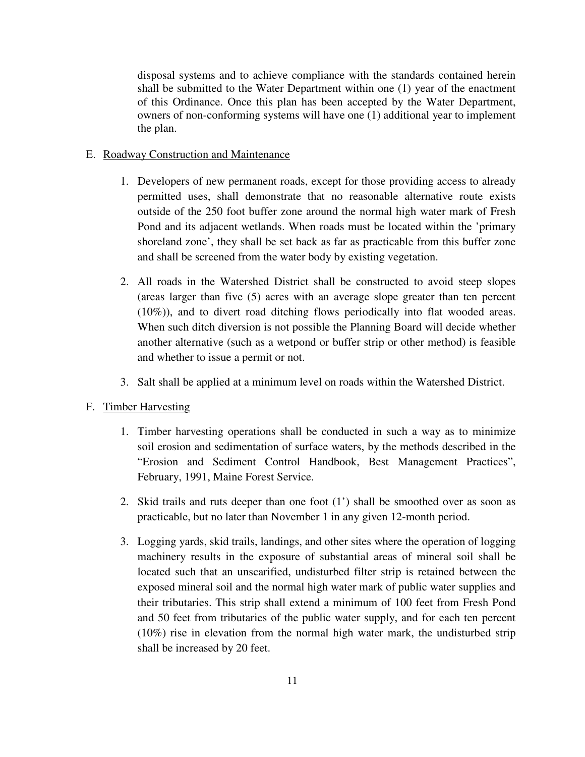disposal systems and to achieve compliance with the standards contained herein shall be submitted to the Water Department within one (1) year of the enactment of this Ordinance. Once this plan has been accepted by the Water Department, owners of non-conforming systems will have one (1) additional year to implement the plan.

E. Roadway Construction and Maintenance

1. Developers of new permanent roads, except for those providing access to already permitted uses, shall demonstrate that no reasonable alternative route exists outside of the 250 foot buffer zone around the normal high water mark of Fresh Pond and its adjacent wetlands. When roads must be located within the 'primary shoreland zone', they shall be set back as far as practicable from this buffer zone and shall be screened from the water body by existing vegetation.

2. All roads in the Watershed District shall be constructed to avoid steep slopes (areas larger than five (5) acres with an average slope greater than ten percent (10%)), and to divert road ditching flows periodically into flat wooded areas. When such ditch diversion is not possible the Planning Board will decide whether another alternative (such as a wetpond or buffer strip or other method) is feasible and whether to issue a permit or not.

3. Salt shall be applied at a minimum level on roads within the Watershed District.

F. Timber Harvesting

1. Timber harvesting operations shall be conducted in such a way as to minimize soil erosion and sedimentation of surface waters, by the methods described in the "Erosion and Sediment Control Handbook, Best Management Practices", February, 1991, Maine Forest Service.

2. Skid trails and ruts deeper than one foot (1') shall be smoothed over as soon as practicable, but no later than November 1 in any given 12-month period.

3. Logging yards, skid trails, landings, and other sites where the operation of logging machinery results in the exposure of substantial areas of mineral soil shall be located such that an unscarified, undisturbed filter strip is retained between the exposed mineral soil and the normal high water mark of public water supplies and their tributaries. This strip shall extend a minimum of 100 feet from Fresh Pond and 50 feet from tributaries of the public water supply, and for each ten percent (10%) rise in elevation from the normal high water mark, the undisturbed strip shall be increased by 20 feet.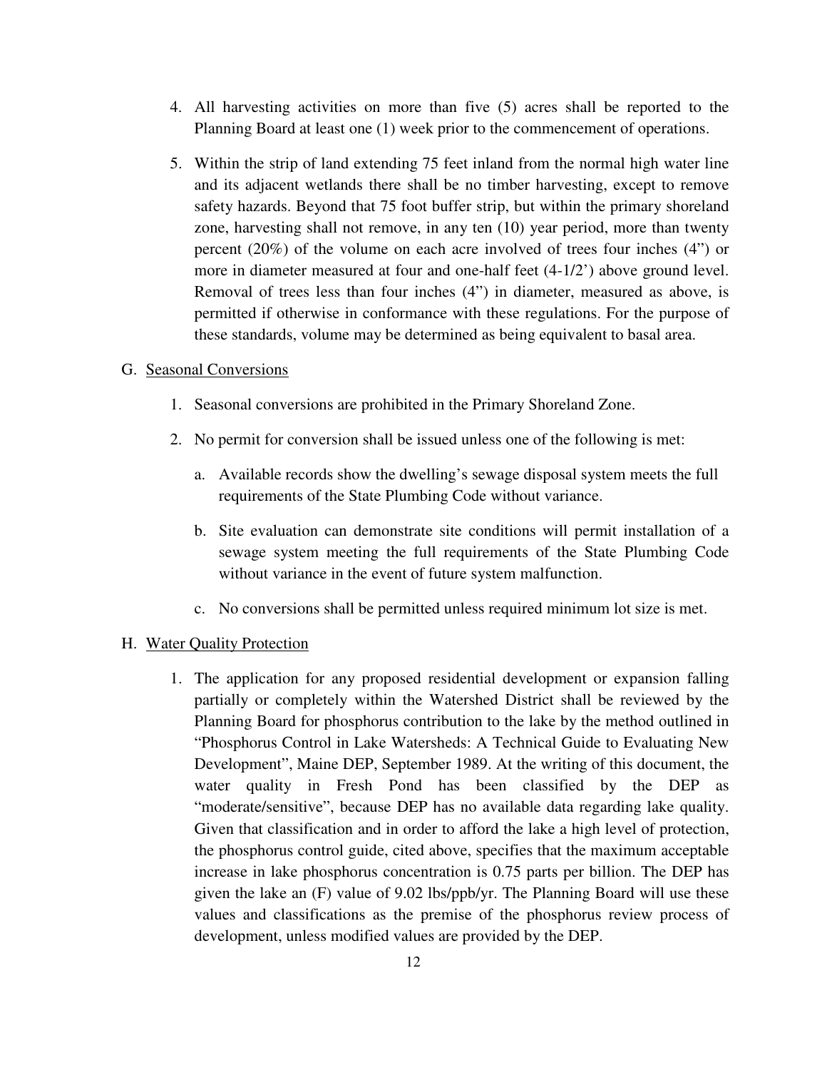4. All harvesting activities on more than five (5) acres shall be reported to the Planning Board at least one (1) week prior to the commencement of operations.

5. Within the strip of land extending 75 feet inland from the normal high water line and its adjacent wetlands there shall be no timber harvesting, except to remove safety hazards. Beyond that 75 foot buffer strip, but within the primary shoreland zone, harvesting shall not remove, in any ten (10) year period, more than twenty percent (20%) of the volume on each acre involved of trees four inches (4") or more in diameter measured at four and one-half feet (4-1/2') above ground level. Removal of trees less than four inches (4") in diameter, measured as above, is permitted if otherwise in conformance with these regulations. For the purpose of these standards, volume may be determined as being equivalent to basal area.

G. <u>Seasonal Conversions</u>

1. Seasonal conversions are prohibited in the Primary Shoreland Zone.

2. No permit for conversion shall be issued unless one of the following is met:

   a. Available records show the dwelling's sewage disposal system meets the full requirements of the State Plumbing Code without variance.

   b. Site evaluation can demonstrate site conditions will permit installation of a sewage system meeting the full requirements of the State Plumbing Code without variance in the event of future system malfunction.

   c. No conversions shall be permitted unless required minimum lot size is met.

H. <u>Water Quality Protection</u>

1. The application for any proposed residential development or expansion falling partially or completely within the Watershed District shall be reviewed by the Planning Board for phosphorus contribution to the lake by the method outlined in "Phosphorus Control in Lake Watersheds: A Technical Guide to Evaluating New Development", Maine DEP, September 1989. At the writing of this document, the water quality in Fresh Pond has been classified by the DEP as "moderate/sensitive", because DEP has no available data regarding lake quality. Given that classification and in order to afford the lake a high level of protection, the phosphorus control guide, cited above, specifies that the maximum acceptable increase in lake phosphorus concentration is 0.75 parts per billion. The DEP has given the lake an (F) value of 9.02 lbs/ppb/yr. The Planning Board will use these values and classifications as the premise of the phosphorus review process of development, unless modified values are provided by the DEP.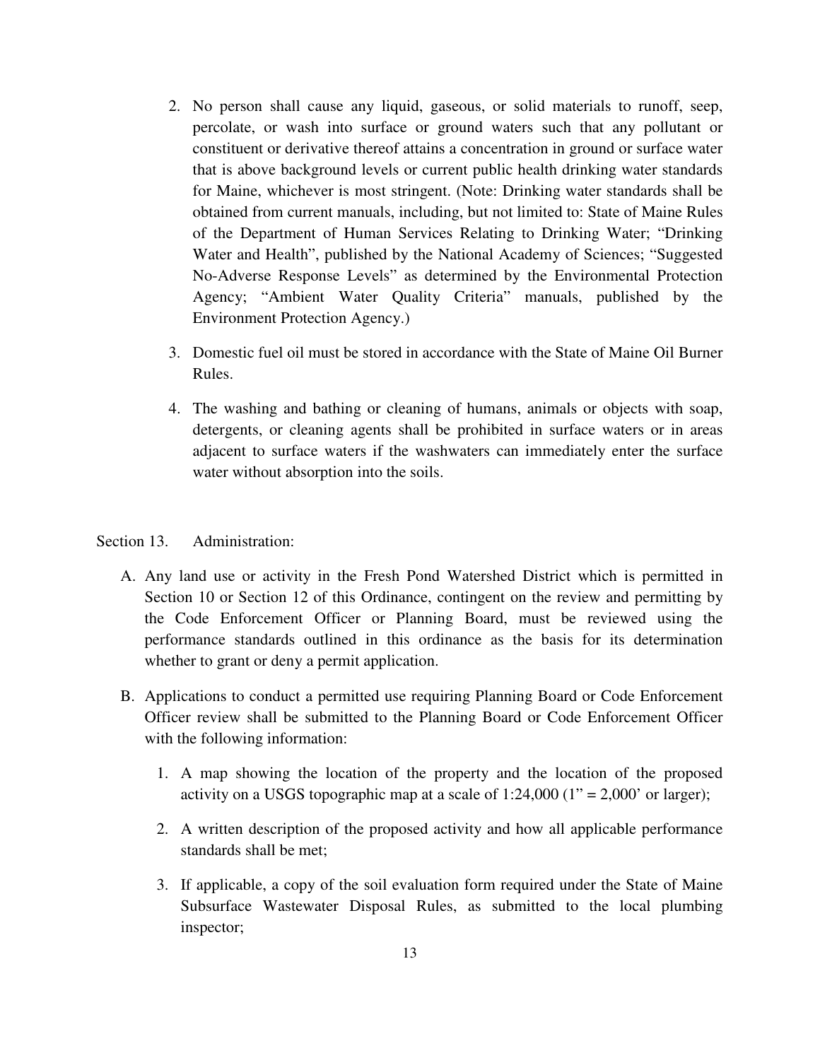2. No person shall cause any liquid, gaseous, or solid materials to runoff, seep, percolate, or wash into surface or ground waters such that any pollutant or constituent or derivative thereof attains a concentration in ground or surface water that is above background levels or current public health drinking water standards for Maine, whichever is most stringent. (Note: Drinking water standards shall be obtained from current manuals, including, but not limited to: State of Maine Rules of the Department of Human Services Relating to Drinking Water; "Drinking Water and Health", published by the National Academy of Sciences; "Suggested No-Adverse Response Levels" as determined by the Environmental Protection Agency; "Ambient Water Quality Criteria" manuals, published by the Environment Protection Agency.)

3. Domestic fuel oil must be stored in accordance with the State of Maine Oil Burner Rules.

4. The washing and bathing or cleaning of humans, animals or objects with soap, detergents, or cleaning agents shall be prohibited in surface waters or in areas adjacent to surface waters if the washwaters can immediately enter the surface water without absorption into the soils.

Section 13. Administration:

A. Any land use or activity in the Fresh Pond Watershed District which is permitted in Section 10 or Section 12 of this Ordinance, contingent on the review and permitting by the Code Enforcement Officer or Planning Board, must be reviewed using the performance standards outlined in this ordinance as the basis for its determination whether to grant or deny a permit application.

B. Applications to conduct a permitted use requiring Planning Board or Code Enforcement Officer review shall be submitted to the Planning Board or Code Enforcement Officer with the following information:

   1. A map showing the location of the property and the location of the proposed activity on a USGS topographic map at a scale of 1:24,000 (1" = 2,000' or larger);

   2. A written description of the proposed activity and how all applicable performance standards shall be met;

   3. If applicable, a copy of the soil evaluation form required under the State of Maine Subsurface Wastewater Disposal Rules, as submitted to the local plumbing inspector;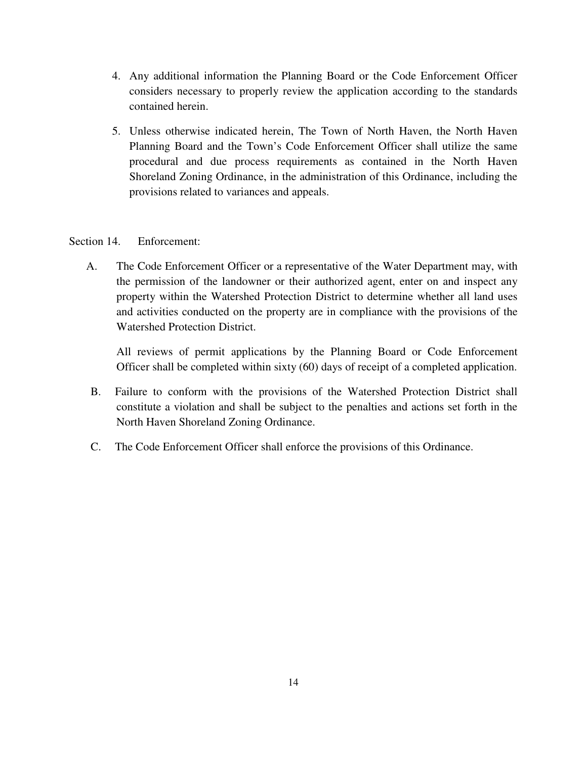4. Any additional information the Planning Board or the Code Enforcement Officer considers necessary to properly review the application according to the standards contained herein.

5. Unless otherwise indicated herein, The Town of North Haven, the North Haven Planning Board and the Town's Code Enforcement Officer shall utilize the same procedural and due process requirements as contained in the North Haven Shoreland Zoning Ordinance, in the administration of this Ordinance, including the provisions related to variances and appeals.

## Section 14. Enforcement:

A. The Code Enforcement Officer or a representative of the Water Department may, with the permission of the landowner or their authorized agent, enter on and inspect any property within the Watershed Protection District to determine whether all land uses and activities conducted on the property are in compliance with the provisions of the Watershed Protection District.

   All reviews of permit applications by the Planning Board or Code Enforcement Officer shall be completed within sixty (60) days of receipt of a completed application.

B. Failure to conform with the provisions of the Watershed Protection District shall constitute a violation and shall be subject to the penalties and actions set forth in the North Haven Shoreland Zoning Ordinance.

C. The Code Enforcement Officer shall enforce the provisions of this Ordinance.